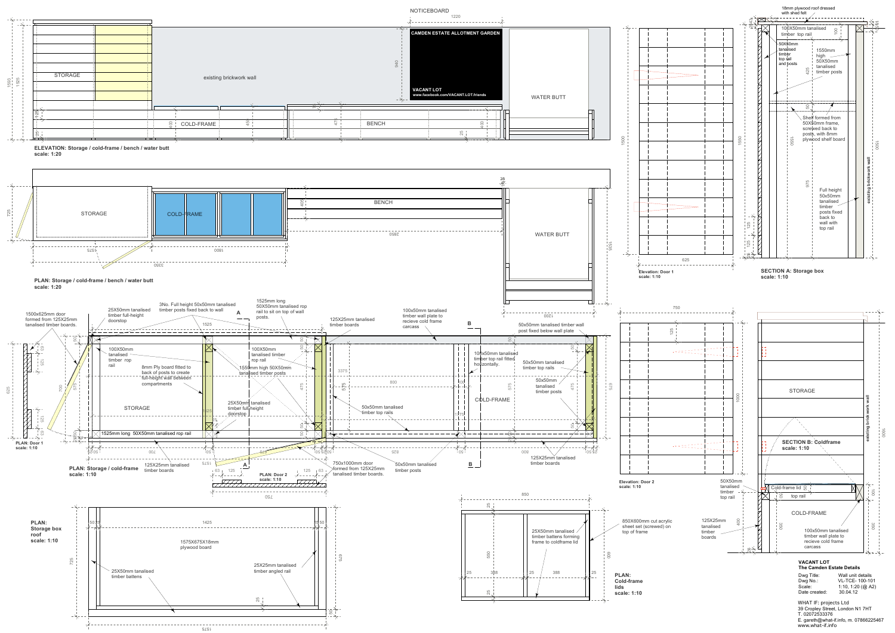NOTICEBOARD

CAMDEN ESTATE ALLOTMENT GARDEN

VACANT LOT
www.facebook.com/VACANT.LOT.friends

STORAGE

existing brickwork wall

COLD-FRAME

BENCH

WATER BUTT

**ELEVATION: Storage / cold-frame / bench / water butt**
**scale: 1:20**

STORAGE

COLD-FRAME

BENCH

WATER BUTT

**PLAN: Storage / cold-frame / bench / water butt**
**scale: 1:20**

**Elevation: Door 1**
**scale: 1:10**

18mm plywood roof dressed with shed felt

100X50mm tanalised timber top rail

50X50mm tanalised timber top rail and posts

1550mm high 50X50mm tanalised timber posts

Shelf formed from 50X50mm frame, screwed back to posts, with 8mm plywood shelf board

Full height 50x50mm tanalised timber posts fixed back to wall with top rail

existing brickwork wall

**SECTION A: Storage box**
**scale: 1:10**

1500x625mm door formed from 125X25mm tanalised timber boards.

25X50mm tanalised timber full-height doorstop

3No. Full height 50x50mm tanalised timber posts fixed back to wall

1525mm long 50X50mm tanalised rop rail to sit on top of wall posts.

125X25mm tanalised timber boards

100x50mm tanalised timber wall plate to recieve cold frame carcass

50x50mm tanalised timber wall post fixed below wall plate

100X50mm tanalised timber rop rail

8mm Ply board fitted to back of posts to create full-height wall between compartments

100X50mm tanalised timber rop rail

1550mm high 50X50mm tanalised timber posts

100x50mm tanalised timber top rail fitted horizontally.

50x50mm tanalised timber top rails

50x50mm tanalised timber posts

STORAGE

COLD-FRAME

25X50mm tanalised timber full-height doorstop

50x50mm tanalised timber top rails

1525mm long 50X50mm tanalised rop rail

125X25mm tanalised timber boards

**PLAN: Door 1**
**scale: 1:10**

**PLAN: Storage / cold-frame**
**scale: 1:10**

125X25mm tanalised timber boards

**PLAN: Door 2**
**scale: 1:10**

750x1000mm door formed from 125X25mm tanalised timber boards.

50x50mm tanalised timber posts

125X25mm tanalised timber boards

**Elevation: Door 2**
**scale: 1:10**

STORAGE

existing brick work wall

**SECTION B: Coldframe**
**scale: 1:10**

50X50mm tanalised timber top rail

Cold-frame lid

top rail

COLD-FRAME

125X25mm tanalised timber boards

100x50mm tanalised timber wall plate to recieve cold frame carcass

**PLAN: Storage box roof**
**scale: 1:10**

1575X675X18mm plywood board

25X50mm tanalised timber battens

25X25mm tanalised timber angled rail

850X600mm cut acrylic sheet set (screwed) on top of frame

25X50mm tanalised timber battens forming frame to coldframe lid

**PLAN: Cold-frame lids**
**scale: 1:10**

**VACANT LOT**
**The Camden Estate Details**

| | |
|---|---|
| Dwg Title: | Wall unit details |
| Dwg No.: | VL-TCE- 100-101 |
| Scale: | 1:10, 1:20 (@ A2) |
| Date created: | 30.04.12 |

WHAT IF: projects Ltd
39 Cropley Street, London N1 7HT
T. 02072533376
E. gareth@what-if.info, m. 07866225467
www.what-if.info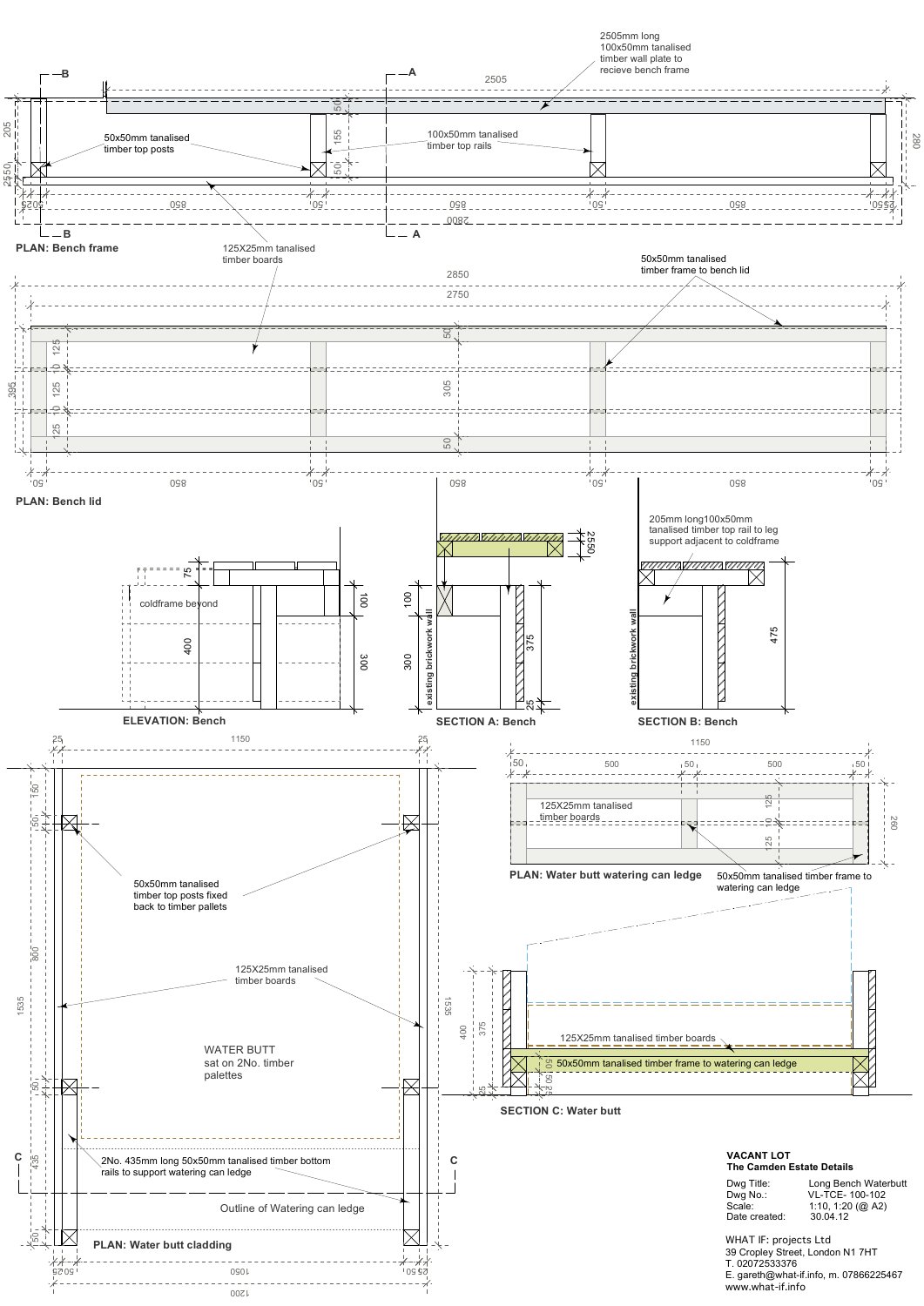2505mm long 100x50mm tanalised timber wall plate to recieve bench frame

2505

205

280

50

155

50

50x50mm tanalised timber top posts

100x50mm tanalised timber top rails

B

A

25 50 | 850 | 50 | 850 | 50 | 850 | 50 25

2800

**PLAN: Bench frame**

125X25mm tanalised timber boards

2850

2750

50x50mm timber frame to bench lid

125

10

125

10

125

395

50

305

50

50 | 850 | 50 | 850 | 50 | 850 | 50

**PLAN: Bench lid**

75

coldframe beyond

400

100

300

**ELEVATION: Bench**

25 50

100

300

existing brickwork wall

375

25

**SECTION A: Bench**

205mm long100x50mm tanalised timber top rail to leg support adjacent to coldframe

existing brickwork wall

475

**SECTION B: Bench**

25 | 1150 | 25

150

50

800

1535

50

435

50

50x50mm tanalised timber top posts fixed back to timber pallets

125X25mm tanalised timber boards

WATER BUTT sat on 2No. timber palettes

2No. 435mm long 50x50mm tanalised timber bottom rails to support watering can ledge

C

Outline of Watering can ledge

**PLAN: Water butt cladding**

25 50 | 1050 | 50 25

1200

1150

50 | 500 | 50 | 500 | 50

125X25mm tanalised timber boards

125

10

125

260

**PLAN: Water butt watering can ledge**

50x50mm tanalised timber frame to watering can ledge

400

375

25

1535

125X25mm tanalised timber boards

50x50mm tanalised timber frame to watering can ledge

50 50 50

**SECTION C: Water butt**

**VACANT LOT**
**The Camden Estate Details**

| | |
|---|---|
| Dwg Title: | Long Bench Waterbutt |
| Dwg No.: | VL-TCE- 100-102 |
| Scale: | 1:10, 1:20 (@ A2) |
| Date created: | 30.04.12 |

WHAT IF: projects Ltd
39 Cropley Street, London N1 7HT
T. 02072533376
E. gareth@what-if.info, m. 07866225467
www.what-if.info